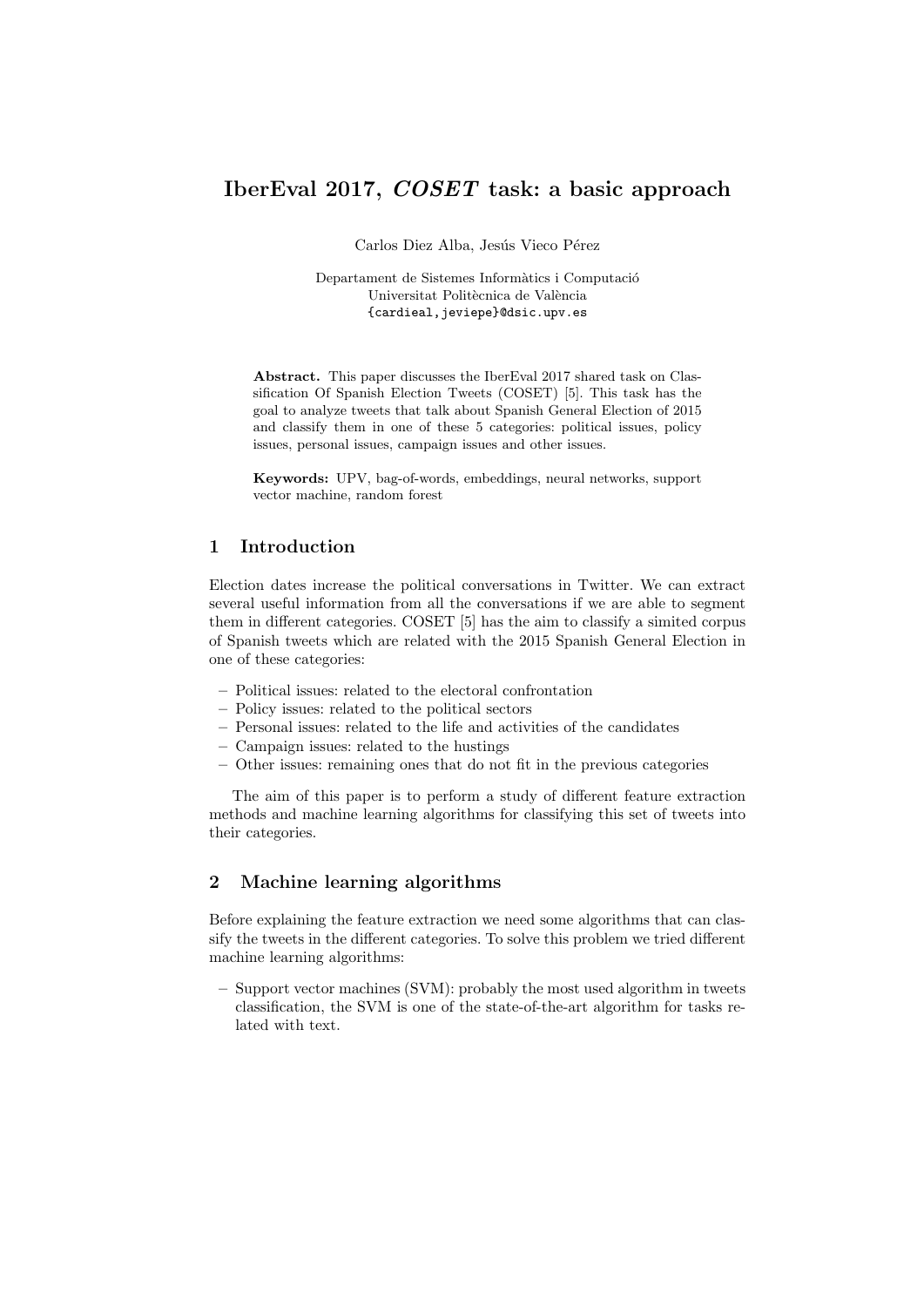# IberEval 2017, *COSET* task: a basic approach

Carlos Diez Alba, Jesús Vieco Pérez

Departament de Sistemes Informàtics i Computació
Universitat Politècnica de València
{cardieal,jeviepe}@dsic.upv.es

**Abstract.** This paper discusses the IberEval 2017 shared task on Classification Of Spanish Election Tweets (COSET) [5]. This task has the goal to analyze tweets that talk about Spanish General Election of 2015 and classify them in one of these 5 categories: political issues, policy issues, personal issues, campaign issues and other issues.

**Keywords:** UPV, bag-of-words, embeddings, neural networks, support vector machine, random forest

## 1 Introduction

Election dates increase the political conversations in Twitter. We can extract several useful information from all the conversations if we are able to segment them in different categories. COSET [5] has the aim to classify a simited corpus of Spanish tweets which are related with the 2015 Spanish General Election in one of these categories:

- Political issues: related to the electoral confrontation
- Policy issues: related to the political sectors
- Personal issues: related to the life and activities of the candidates
- Campaign issues: related to the hustings
- Other issues: remaining ones that do not fit in the previous categories

The aim of this paper is to perform a study of different feature extraction methods and machine learning algorithms for classifying this set of tweets into their categories.

## 2 Machine learning algorithms

Before explaining the feature extraction we need some algorithms that can classify the tweets in the different categories. To solve this problem we tried different machine learning algorithms:

- Support vector machines (SVM): probably the most used algorithm in tweets classification, the SVM is one of the state-of-the-art algorithm for tasks related with text.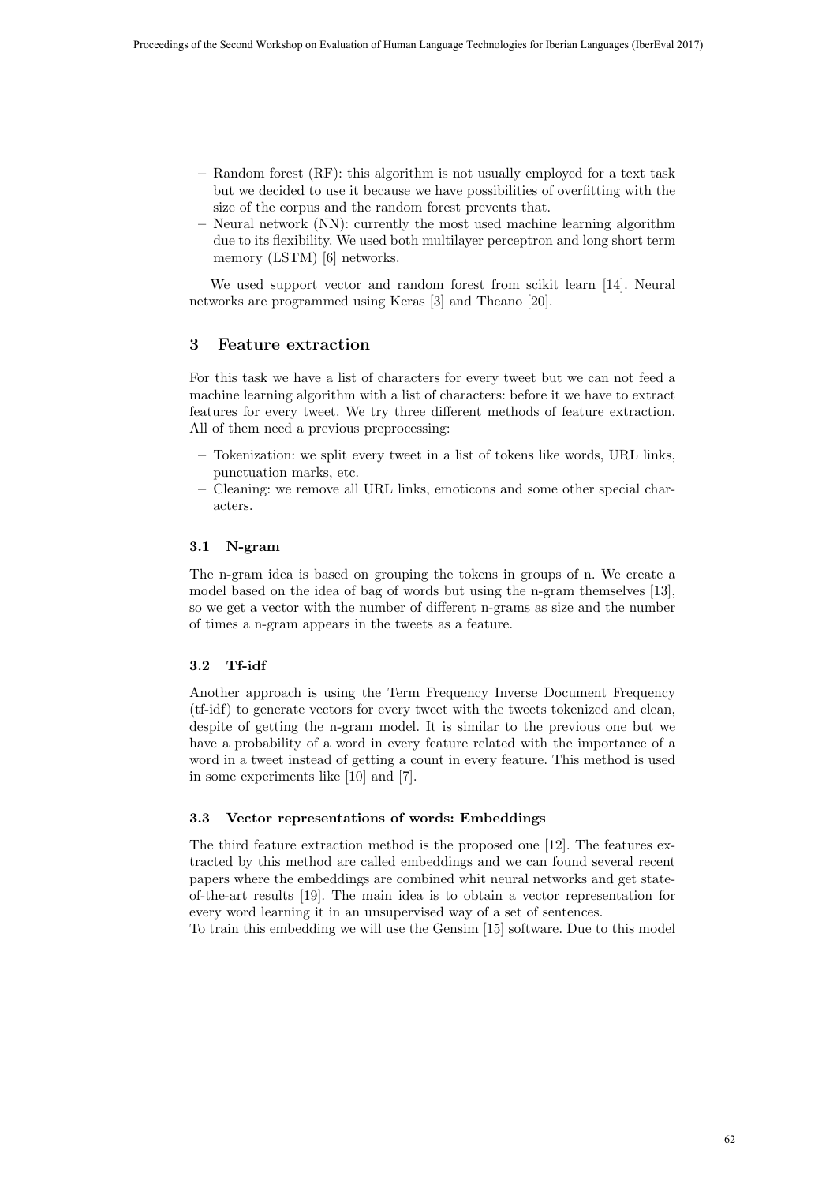– Random forest (RF): this algorithm is not usually employed for a text task but we decided to use it because we have possibilities of overfitting with the size of the corpus and the random forest prevents that.
– Neural network (NN): currently the most used machine learning algorithm due to its flexibility. We used both multilayer perceptron and long short term memory (LSTM) [6] networks.

We used support vector and random forest from scikit learn [14]. Neural networks are programmed using Keras [3] and Theano [20].

## 3 Feature extraction

For this task we have a list of characters for every tweet but we can not feed a machine learning algorithm with a list of characters: before it we have to extract features for every tweet. We try three different methods of feature extraction. All of them need a previous preprocessing:

– Tokenization: we split every tweet in a list of tokens like words, URL links, punctuation marks, etc.
– Cleaning: we remove all URL links, emoticons and some other special characters.

### 3.1 N-gram

The n-gram idea is based on grouping the tokens in groups of n. We create a model based on the idea of bag of words but using the n-gram themselves [13], so we get a vector with the number of different n-grams as size and the number of times a n-gram appears in the tweets as a feature.

### 3.2 Tf-idf

Another approach is using the Term Frequency Inverse Document Frequency (tf-idf) to generate vectors for every tweet with the tweets tokenized and clean, despite of getting the n-gram model. It is similar to the previous one but we have a probability of a word in every feature related with the importance of a word in a tweet instead of getting a count in every feature. This method is used in some experiments like [10] and [7].

### 3.3 Vector representations of words: Embeddings

The third feature extraction method is the proposed one [12]. The features extracted by this method are called embeddings and we can found several recent papers where the embeddings are combined whit neural networks and get state-of-the-art results [19]. The main idea is to obtain a vector representation for every word learning it in an unsupervised way of a set of sentences.
To train this embedding we will use the Gensim [15] software. Due to this model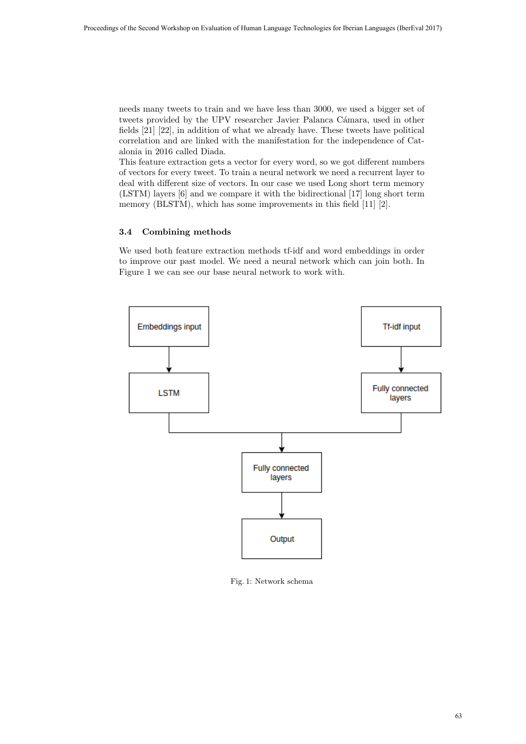needs many tweets to train and we have less than 3000, we used a bigger set of tweets provided by the UPV researcher Javier Palanca Cámara, used in other fields [21] [22], in addition of what we already have. These tweets have political correlation and are linked with the manifestation for the independence of Catalonia in 2016 called Diada.

This feature extraction gets a vector for every word, so we got different numbers of vectors for every tweet. To train a neural network we need a recurrent layer to deal with different size of vectors. In our case we used Long short term memory (LSTM) layers [6] and we compare it with the bidirectional [17] long short term memory (BLSTM), which has some improvements in this field [11] [2].

### 3.4 Combining methods

We used both feature extraction methods tf-idf and word embeddings in order to improve our past model. We need a neural network which can join both. In Figure 1 we can see our base neural network to work with.

```
Embeddings input          Tf-idf input
       |                        |
       v                        v
     LSTM               Fully connected
       |                     layers
       |                        |
       +-----------+------------+
                   |
                   v
           Fully connected
               layers
                   |
                   v
                Output
```

Fig. 1: Network schema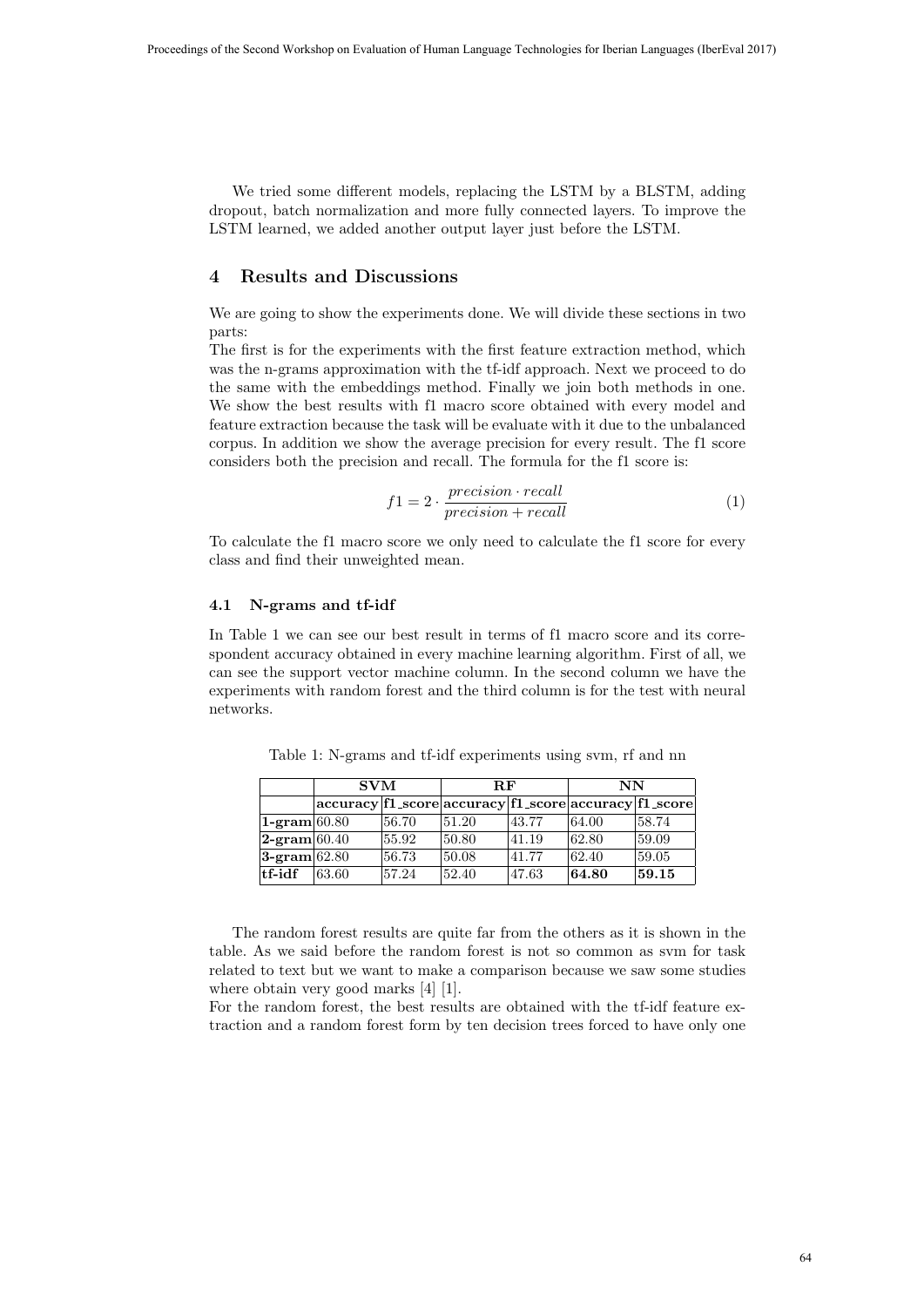We tried some different models, replacing the LSTM by a BLSTM, adding dropout, batch normalization and more fully connected layers. To improve the LSTM learned, we added another output layer just before the LSTM.

## 4 Results and Discussions

We are going to show the experiments done. We will divide these sections in two parts:

The first is for the experiments with the first feature extraction method, which was the n-grams approximation with the tf-idf approach. Next we proceed to do the same with the embeddings method. Finally we join both methods in one. We show the best results with f1 macro score obtained with every model and feature extraction because the task will be evaluate with it due to the unbalanced corpus. In addition we show the average precision for every result. The f1 score considers both the precision and recall. The formula for the f1 score is:

$$f1 = 2 \cdot \frac{precision \cdot recall}{precision + recall} \tag{1}$$

To calculate the f1 macro score we only need to calculate the f1 score for every class and find their unweighted mean.

### 4.1 N-grams and tf-idf

In Table 1 we can see our best result in terms of f1 macro score and its correspondent accuracy obtained in every machine learning algorithm. First of all, we can see the support vector machine column. In the second column we have the experiments with random forest and the third column is for the test with neural networks.

Table 1: N-grams and tf-idf experiments using svm, rf and nn

| | **SVM** | | **RF** | | **NN** | |
|---|---|---|---|---|---|---|
| | **accuracy** | **f1_score** | **accuracy** | **f1_score** | **accuracy** | **f1_score** |
| **1-gram** | 60.80 | 56.70 | 51.20 | 43.77 | 64.00 | 58.74 |
| **2-gram** | 60.40 | 55.92 | 50.80 | 41.19 | 62.80 | 59.09 |
| **3-gram** | 62.80 | 56.73 | 50.08 | 41.77 | 62.40 | 59.05 |
| **tf-idf** | 63.60 | 57.24 | 52.40 | 47.63 | **64.80** | **59.15** |

The random forest results are quite far from the others as it is shown in the table. As we said before the random forest is not so common as svm for task related to text but we want to make a comparison because we saw some studies where obtain very good marks [4] [1].

For the random forest, the best results are obtained with the tf-idf feature extraction and a random forest form by ten decision trees forced to have only one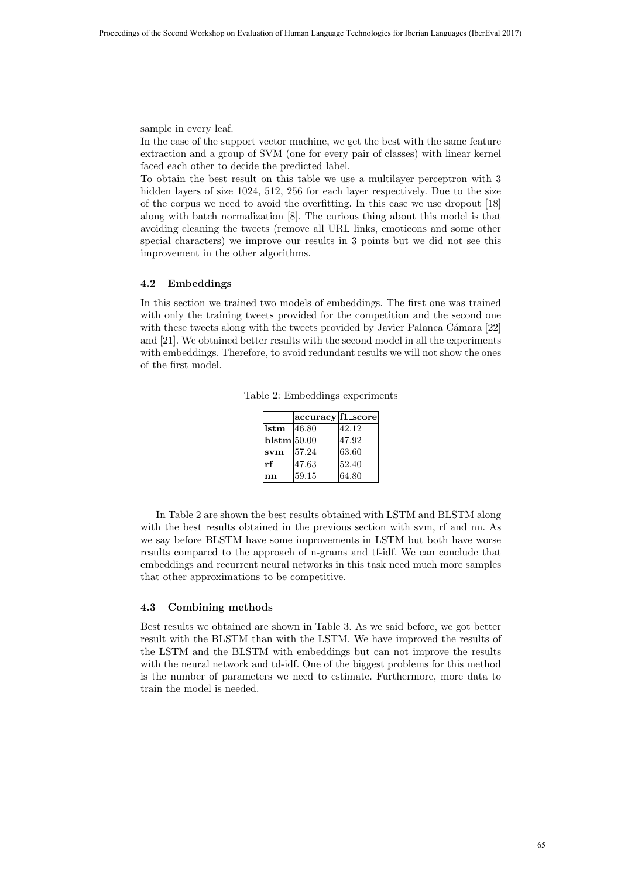sample in every leaf.

In the case of the support vector machine, we get the best with the same feature extraction and a group of SVM (one for every pair of classes) with linear kernel faced each other to decide the predicted label.

To obtain the best result on this table we use a multilayer perceptron with 3 hidden layers of size 1024, 512, 256 for each layer respectively. Due to the size of the corpus we need to avoid the overfitting. In this case we use dropout [18] along with batch normalization [8]. The curious thing about this model is that avoiding cleaning the tweets (remove all URL links, emoticons and some other special characters) we improve our results in 3 points but we did not see this improvement in the other algorithms.

### 4.2 Embeddings

In this section we trained two models of embeddings. The first one was trained with only the training tweets provided for the competition and the second one with these tweets along with the tweets provided by Javier Palanca Cámara [22] and [21]. We obtained better results with the second model in all the experiments with embeddings. Therefore, to avoid redundant results we will not show the ones of the first model.

Table 2: Embeddings experiments

| | **accuracy** | **f1_score** |
|---|---|---|
| **lstm** | 46.80 | 42.12 |
| **blstm** | 50.00 | 47.92 |
| **svm** | 57.24 | 63.60 |
| **rf** | 47.63 | 52.40 |
| **nn** | 59.15 | 64.80 |

In Table 2 are shown the best results obtained with LSTM and BLSTM along with the best results obtained in the previous section with svm, rf and nn. As we say before BLSTM have some improvements in LSTM but both have worse results compared to the approach of n-grams and tf-idf. We can conclude that embeddings and recurrent neural networks in this task need much more samples that other approximations to be competitive.

### 4.3 Combining methods

Best results we obtained are shown in Table 3. As we said before, we got better result with the BLSTM than with the LSTM. We have improved the results of the LSTM and the BLSTM with embeddings but can not improve the results with the neural network and td-idf. One of the biggest problems for this method is the number of parameters we need to estimate. Furthermore, more data to train the model is needed.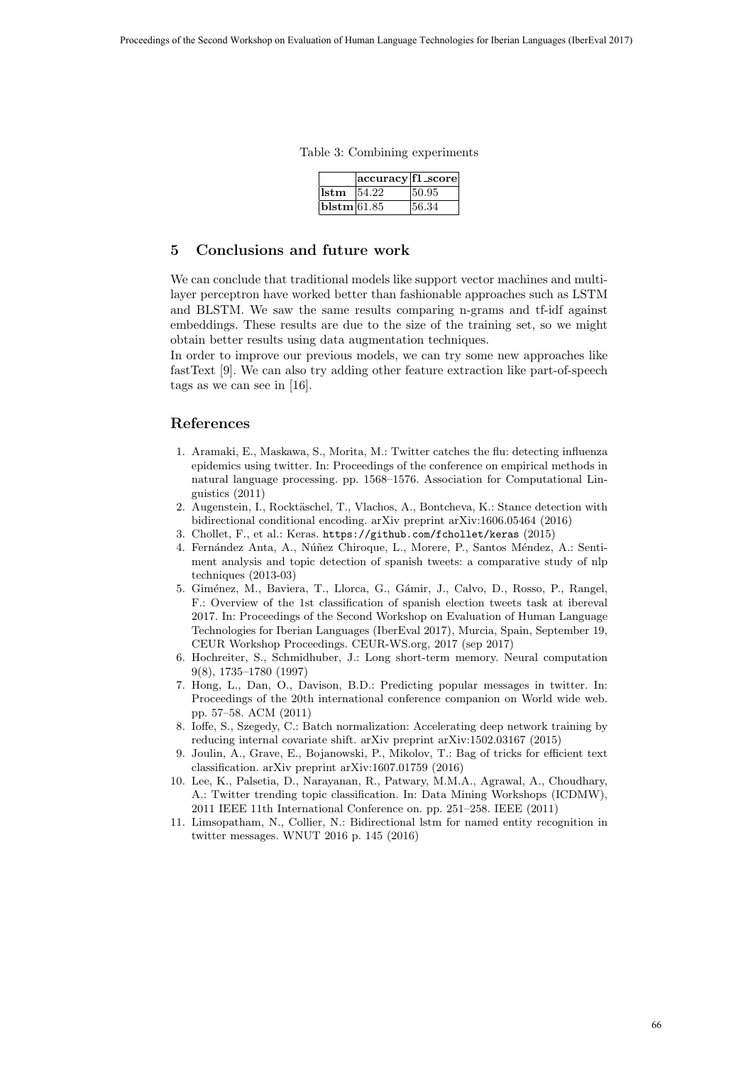Table 3: Combining experiments

| | **accuracy** | **f1_score** |
|---|---|---|
| **lstm** | 54.22 | 50.95 |
| **blstm** | 61.85 | 56.34 |

## 5 Conclusions and future work

We can conclude that traditional models like support vector machines and multilayer perceptron have worked better than fashionable approaches such as LSTM and BLSTM. We saw the same results comparing n-grams and tf-idf against embeddings. These results are due to the size of the training set, so we might obtain better results using data augmentation techniques.
In order to improve our previous models, we can try some new approaches like fastText [9]. We can also try adding other feature extraction like part-of-speech tags as we can see in [16].

## References

1. Aramaki, E., Maskawa, S., Morita, M.: Twitter catches the flu: detecting influenza epidemics using twitter. In: Proceedings of the conference on empirical methods in natural language processing. pp. 1568–1576. Association for Computational Linguistics (2011)
2. Augenstein, I., Rocktäschel, T., Vlachos, A., Bontcheva, K.: Stance detection with bidirectional conditional encoding. arXiv preprint arXiv:1606.05464 (2016)
3. Chollet, F., et al.: Keras. `https://github.com/fchollet/keras` (2015)
4. Fernández Anta, A., Núñez Chiroque, L., Morere, P., Santos Méndez, A.: Sentiment analysis and topic detection of spanish tweets: a comparative study of nlp techniques (2013-03)
5. Giménez, M., Baviera, T., Llorca, G., Gámir, J., Calvo, D., Rosso, P., Rangel, F.: Overview of the 1st classification of spanish election tweets task at ibereval 2017. In: Proceedings of the Second Workshop on Evaluation of Human Language Technologies for Iberian Languages (IberEval 2017), Murcia, Spain, September 19, CEUR Workshop Proceedings. CEUR-WS.org, 2017 (sep 2017)
6. Hochreiter, S., Schmidhuber, J.: Long short-term memory. Neural computation 9(8), 1735–1780 (1997)
7. Hong, L., Dan, O., Davison, B.D.: Predicting popular messages in twitter. In: Proceedings of the 20th international conference companion on World wide web. pp. 57–58. ACM (2011)
8. Ioffe, S., Szegedy, C.: Batch normalization: Accelerating deep network training by reducing internal covariate shift. arXiv preprint arXiv:1502.03167 (2015)
9. Joulin, A., Grave, E., Bojanowski, P., Mikolov, T.: Bag of tricks for efficient text classification. arXiv preprint arXiv:1607.01759 (2016)
10. Lee, K., Palsetia, D., Narayanan, R., Patwary, M.M.A., Agrawal, A., Choudhary, A.: Twitter trending topic classification. In: Data Mining Workshops (ICDMW), 2011 IEEE 11th International Conference on. pp. 251–258. IEEE (2011)
11. Limsopatham, N., Collier, N.: Bidirectional lstm for named entity recognition in twitter messages. WNUT 2016 p. 145 (2016)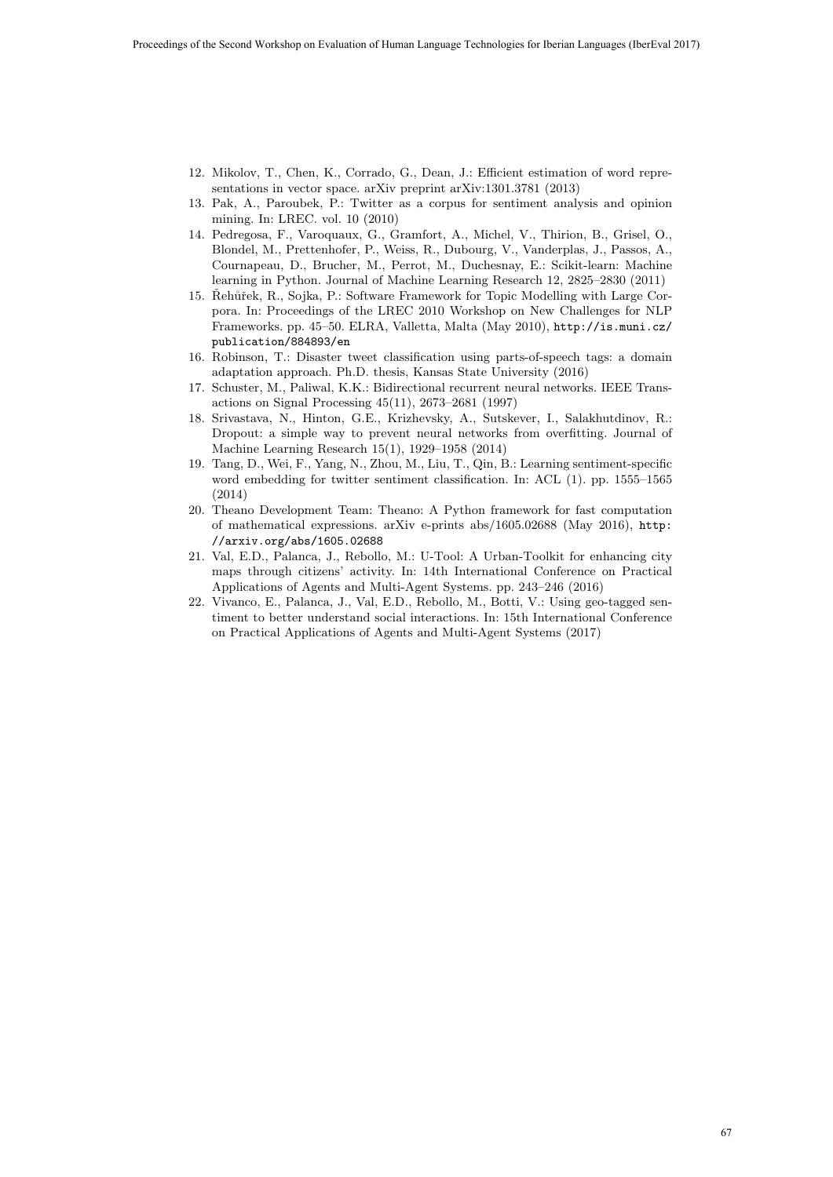12. Mikolov, T., Chen, K., Corrado, G., Dean, J.: Efficient estimation of word representations in vector space. arXiv preprint arXiv:1301.3781 (2013)
13. Pak, A., Paroubek, P.: Twitter as a corpus for sentiment analysis and opinion mining. In: LREC. vol. 10 (2010)
14. Pedregosa, F., Varoquaux, G., Gramfort, A., Michel, V., Thirion, B., Grisel, O., Blondel, M., Prettenhofer, P., Weiss, R., Dubourg, V., Vanderplas, J., Passos, A., Cournapeau, D., Brucher, M., Perrot, M., Duchesnay, E.: Scikit-learn: Machine learning in Python. Journal of Machine Learning Research 12, 2825–2830 (2011)
15. Řehůřek, R., Sojka, P.: Software Framework for Topic Modelling with Large Corpora. In: Proceedings of the LREC 2010 Workshop on New Challenges for NLP Frameworks. pp. 45–50. ELRA, Valletta, Malta (May 2010), http://is.muni.cz/publication/884893/en
16. Robinson, T.: Disaster tweet classification using parts-of-speech tags: a domain adaptation approach. Ph.D. thesis, Kansas State University (2016)
17. Schuster, M., Paliwal, K.K.: Bidirectional recurrent neural networks. IEEE Transactions on Signal Processing 45(11), 2673–2681 (1997)
18. Srivastava, N., Hinton, G.E., Krizhevsky, A., Sutskever, I., Salakhutdinov, R.: Dropout: a simple way to prevent neural networks from overfitting. Journal of Machine Learning Research 15(1), 1929–1958 (2014)
19. Tang, D., Wei, F., Yang, N., Zhou, M., Liu, T., Qin, B.: Learning sentiment-specific word embedding for twitter sentiment classification. In: ACL (1). pp. 1555–1565 (2014)
20. Theano Development Team: Theano: A Python framework for fast computation of mathematical expressions. arXiv e-prints abs/1605.02688 (May 2016), http://arxiv.org/abs/1605.02688
21. Val, E.D., Palanca, J., Rebollo, M.: U-Tool: A Urban-Toolkit for enhancing city maps through citizens' activity. In: 14th International Conference on Practical Applications of Agents and Multi-Agent Systems. pp. 243–246 (2016)
22. Vivanco, E., Palanca, J., Val, E.D., Rebollo, M., Botti, V.: Using geo-tagged sentiment to better understand social interactions. In: 15th International Conference on Practical Applications of Agents and Multi-Agent Systems (2017)